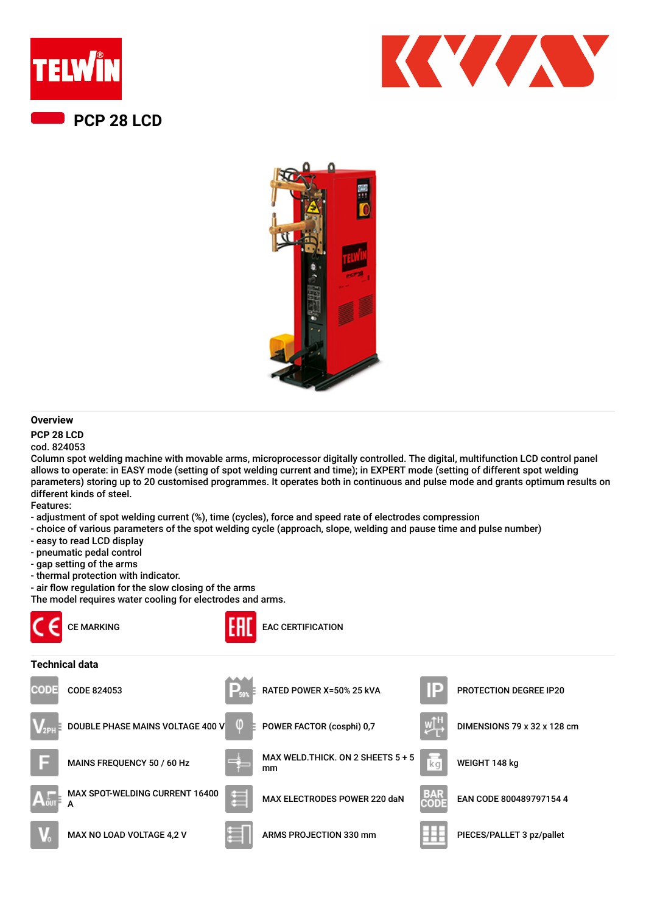# PCP 28 LCD

## Overview

**PCP 28 LCD**

cod. 824053

Column spot welding machine with movable arms, microprocessor digitally controlled. The digital, multifunction LCD control panel allows to operate: in EASY mode (setting of spot welding current and time); in EXPERT mode (setting of different spot welding parameters) storing up to 20 customised programmes. It operates both in continuous and pulse mode and grants optimum results on different kinds of steel.

Features:

- adjustment of spot welding current (%), time (cycles), force and speed rate of electrodes compression
- choice of various parameters of the spot welding cycle (approach, slope, welding and pause time and pulse number)
- easy to read LCD display
- pneumatic pedal control
- gap setting of the arms
- thermal protection with indicator.
- air flow regulation for the slow closing of the arms

The model requires water cooling for electrodes and arms.

CE MARKING

EAC CERTIFICATION

## Technical data

| | | |
|---|---|---|
| CODE 824053 | RATED POWER X=50% 25 kVA | PROTECTION DEGREE IP20 |
| DOUBLE PHASE MAINS VOLTAGE 400 V | POWER FACTOR (cosphi) 0,7 | DIMENSIONS 79 x 32 x 128 cm |
| MAINS FREQUENCY 50 / 60 Hz | MAX WELD.THICK. ON 2 SHEETS 5 + 5 mm | WEIGHT 148 kg |
| MAX SPOT-WELDING CURRENT 16400 A | MAX ELECTRODES POWER 220 daN | EAN CODE 8004897971544 |
| MAX NO LOAD VOLTAGE 4,2 V | ARMS PROJECTION 330 mm | PIECES/PALLET 3 pz/pallet |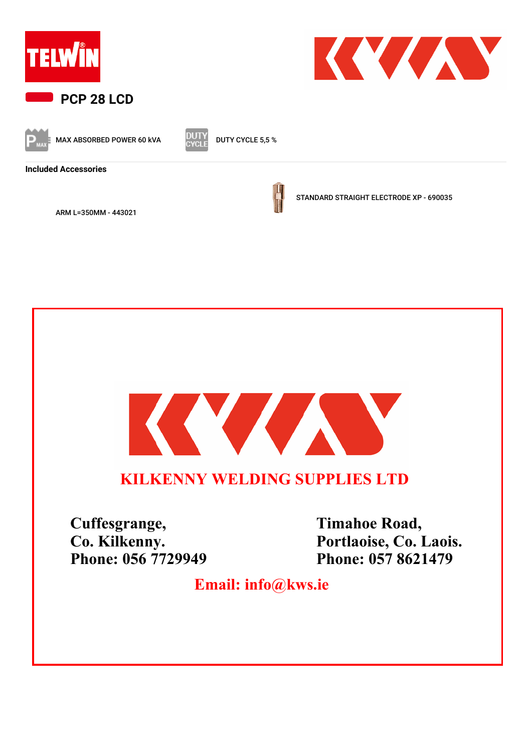## PCP 28 LCD

MAX ABSORBED POWER 60 kVA

DUTY CYCLE 5,5 %

**Included Accessories**

ARM L=350MM - 443021

STANDARD STRAIGHT ELECTRODE XP - 690035

**KILKENNY WELDING SUPPLIES LTD**

**Cuffesgrange,**
**Co. Kilkenny.**
**Phone: 056 7729949**

**Timahoe Road,**
**Portlaoise, Co. Laois.**
**Phone: 057 8621479**

**Email: info@kws.ie**